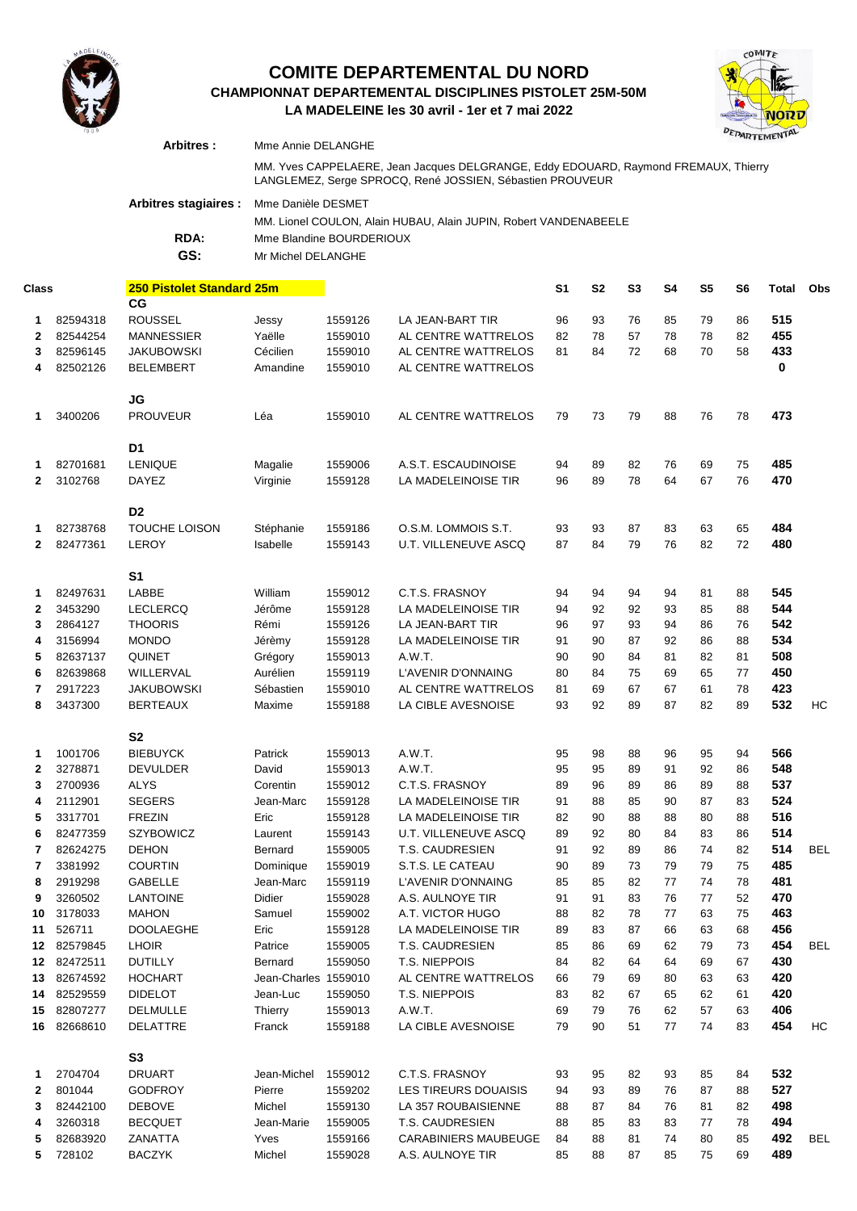# COMITE DEPARTEMENTAL DU NORD

## CHAMPIONNAT DEPARTEMENTAL DISCIPLINES PISTOLET 25M-50M

### LA MADELEINE les 30 avril - 1er et 7 mai 2022

**Arbitres :** Mme Annie DELANGHE

MM. Yves CAPPELAERE, Jean Jacques DELGRANGE, Eddy EDOUARD, Raymond FREMAUX, Thierry LANGLEMEZ, Serge SPROCQ, René JOSSIEN, Sébastien PROUVEUR

**Arbitres stagiaires :** Mme Danièle DESMET

MM. Lionel COULON, Alain HUBAU, Alain JUPIN, Robert VANDENABEELE

**RDA:** Mme Blandine BOURDERIOUX

**GS:** Mr Michel DELANGHE

| Class | | 250 Pistolet Standard 25m | | | | S1 | S2 | S3 | S4 | S5 | S6 | Total | Obs |
|---|---|---|---|---|---|---|---|---|---|---|---|---|---|
| | | **CG** | | | | | | | | | | | |
| 1 | 82594318 | ROUSSEL | Jessy | 1559126 | LA JEAN-BART TIR | 96 | 93 | 76 | 85 | 79 | 86 | **515** | |
| 2 | 82544254 | MANNESSIER | Yaëlle | 1559010 | AL CENTRE WATTRELOS | 82 | 78 | 57 | 78 | 78 | 82 | **455** | |
| 3 | 82596145 | JAKUBOWSKI | Cécilien | 1559010 | AL CENTRE WATTRELOS | 81 | 84 | 72 | 68 | 70 | 58 | **433** | |
| 4 | 82502126 | BELEMBERT | Amandine | 1559010 | AL CENTRE WATTRELOS | | | | | | | **0** | |
| | | **JG** | | | | | | | | | | | |
| 1 | 3400206 | PROUVEUR | Léa | 1559010 | AL CENTRE WATTRELOS | 79 | 73 | 79 | 88 | 76 | 78 | **473** | |
| | | **D1** | | | | | | | | | | | |
| 1 | 82701681 | LENIQUE | Magalie | 1559006 | A.S.T. ESCAUDINOISE | 94 | 89 | 82 | 76 | 69 | 75 | **485** | |
| 2 | 3102768 | DAYEZ | Virginie | 1559128 | LA MADELEINOISE TIR | 96 | 89 | 78 | 64 | 67 | 76 | **470** | |
| | | **D2** | | | | | | | | | | | |
| 1 | 82738768 | TOUCHE LOISON | Stéphanie | 1559186 | O.S.M. LOMMOIS S.T. | 93 | 93 | 87 | 83 | 63 | 65 | **484** | |
| 2 | 82477361 | LEROY | Isabelle | 1559143 | U.T. VILLENEUVE ASCQ | 87 | 84 | 79 | 76 | 82 | 72 | **480** | |
| | | **S1** | | | | | | | | | | | |
| 1 | 82497631 | LABBE | William | 1559012 | C.T.S. FRASNOY | 94 | 94 | 94 | 94 | 81 | 88 | **545** | |
| 2 | 3453290 | LECLERCQ | Jérôme | 1559128 | LA MADELEINOISE TIR | 94 | 92 | 92 | 93 | 85 | 88 | **544** | |
| 3 | 2864127 | THOORIS | Rémi | 1559126 | LA JEAN-BART TIR | 96 | 97 | 93 | 94 | 86 | 76 | **542** | |
| 4 | 3156994 | MONDO | Jérèmy | 1559128 | LA MADELEINOISE TIR | 91 | 90 | 87 | 92 | 86 | 88 | **534** | |
| 5 | 82637137 | QUINET | Grégory | 1559013 | A.W.T. | 90 | 90 | 84 | 81 | 82 | 81 | **508** | |
| 6 | 82639868 | WILLERVAL | Aurélien | 1559119 | L'AVENIR D'ONNAING | 80 | 84 | 75 | 69 | 65 | 77 | **450** | |
| 7 | 2917223 | JAKUBOWSKI | Sébastien | 1559010 | AL CENTRE WATTRELOS | 81 | 69 | 67 | 67 | 61 | 78 | **423** | |
| 8 | 3437300 | BERTEAUX | Maxime | 1559188 | LA CIBLE AVESNOISE | 93 | 92 | 89 | 87 | 82 | 89 | **532** | HC |
| | | **S2** | | | | | | | | | | | |
| 1 | 1001706 | BIEBUYCK | Patrick | 1559013 | A.W.T. | 95 | 98 | 88 | 96 | 95 | 94 | **566** | |
| 2 | 3278871 | DEVULDER | David | 1559013 | A.W.T. | 95 | 95 | 89 | 91 | 92 | 86 | **548** | |
| 3 | 2700936 | ALYS | Corentin | 1559012 | C.T.S. FRASNOY | 89 | 96 | 89 | 86 | 89 | 88 | **537** | |
| 4 | 2112901 | SEGERS | Jean-Marc | 1559128 | LA MADELEINOISE TIR | 91 | 88 | 85 | 90 | 87 | 83 | **524** | |
| 5 | 3317701 | FREZIN | Eric | 1559128 | LA MADELEINOISE TIR | 82 | 90 | 88 | 88 | 80 | 88 | **516** | |
| 6 | 82477359 | SZYBOWICZ | Laurent | 1559143 | U.T. VILLENEUVE ASCQ | 89 | 92 | 80 | 84 | 83 | 86 | **514** | |
| 7 | 82624275 | DEHON | Bernard | 1559005 | T.S. CAUDRESIEN | 91 | 92 | 89 | 86 | 74 | 82 | **514** | BEL |
| 7 | 3381992 | COURTIN | Dominique | 1559019 | S.T.S. LE CATEAU | 90 | 89 | 73 | 79 | 79 | 75 | **485** | |
| 8 | 2919298 | GABELLE | Jean-Marc | 1559119 | L'AVENIR D'ONNAING | 85 | 85 | 82 | 77 | 74 | 78 | **481** | |
| 9 | 3260502 | LANTOINE | Didier | 1559028 | A.S. AULNOYE TIR | 91 | 91 | 83 | 76 | 77 | 52 | **470** | |
| 10 | 3178033 | MAHON | Samuel | 1559002 | A.T. VICTOR HUGO | 88 | 82 | 78 | 77 | 63 | 75 | **463** | |
| 11 | 526711 | DOOLAEGHE | Eric | 1559128 | LA MADELEINOISE TIR | 89 | 83 | 87 | 66 | 63 | 68 | **456** | |
| 12 | 82579845 | LHOIR | Patrice | 1559005 | T.S. CAUDRESIEN | 85 | 86 | 69 | 62 | 79 | 73 | **454** | BEL |
| 12 | 82472511 | DUTILLY | Bernard | 1559050 | T.S. NIEPPOIS | 84 | 82 | 64 | 64 | 69 | 67 | **430** | |
| 13 | 82674592 | HOCHART | Jean-Charles | 1559010 | AL CENTRE WATTRELOS | 66 | 79 | 69 | 80 | 63 | 63 | **420** | |
| 14 | 82529559 | DIDELOT | Jean-Luc | 1559050 | T.S. NIEPPOIS | 83 | 82 | 67 | 65 | 62 | 61 | **420** | |
| 15 | 82807277 | DELMULLE | Thierry | 1559013 | A.W.T. | 69 | 79 | 76 | 62 | 57 | 63 | **406** | |
| 16 | 82668610 | DELATTRE | Franck | 1559188 | LA CIBLE AVESNOISE | 79 | 90 | 51 | 77 | 74 | 83 | **454** | HC |
| | | **S3** | | | | | | | | | | | |
| 1 | 2704704 | DRUART | Jean-Michel | 1559012 | C.T.S. FRASNOY | 93 | 95 | 82 | 93 | 85 | 84 | **532** | |
| 2 | 801044 | GODFROY | Pierre | 1559202 | LES TIREURS DOUAISIS | 94 | 93 | 89 | 76 | 87 | 88 | **527** | |
| 3 | 82442100 | DEBOVE | Michel | 1559130 | LA 357 ROUBAISIENNE | 88 | 87 | 84 | 76 | 81 | 82 | **498** | |
| 4 | 3260318 | BECQUET | Jean-Marie | 1559005 | T.S. CAUDRESIEN | 88 | 85 | 83 | 83 | 77 | 78 | **494** | |
| 5 | 82683920 | ZANATTA | Yves | 1559166 | CARABINIERS MAUBEUGE | 84 | 88 | 81 | 74 | 80 | 85 | **492** | BEL |
| 5 | 728102 | BACZYK | Michel | 1559028 | A.S. AULNOYE TIR | 85 | 88 | 87 | 85 | 75 | 69 | **489** | |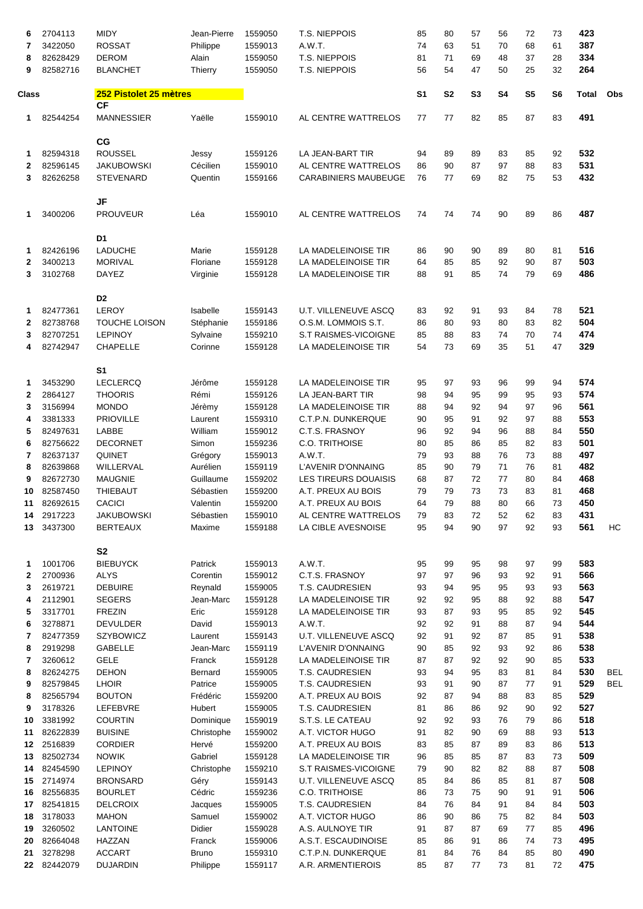| | | | | | | | | | | | | | |
|---|---|---|---|---|---|---|---|---|---|---|---|---|---|
| 6 | 2704113 | MIDY | Jean-Pierre | 1559050 | T.S. NIEPPOIS | 85 | 80 | 57 | 56 | 72 | 73 | 423 | |
| 7 | 3422050 | ROSSAT | Philippe | 1559013 | A.W.T. | 74 | 63 | 51 | 70 | 68 | 61 | 387 | |
| 8 | 82628429 | DEROM | Alain | 1559050 | T.S. NIEPPOIS | 81 | 71 | 69 | 48 | 37 | 28 | 334 | |
| 9 | 82582716 | BLANCHET | Thierry | 1559050 | T.S. NIEPPOIS | 56 | 54 | 47 | 50 | 25 | 32 | 264 | |

| Class | | 252 Pistolet 25 mètres | | | | S1 | S2 | S3 | S4 | S5 | S6 | Total | Obs |
|---|---|---|---|---|---|---|---|---|---|---|---|---|---|
| | | **CF** | | | | | | | | | | | |
| 1 | 82544254 | MANNESSIER | Yaëlle | 1559010 | AL CENTRE WATTRELOS | 77 | 77 | 82 | 85 | 87 | 83 | 491 | |
| | | **CG** | | | | | | | | | | | |
| 1 | 82594318 | ROUSSEL | Jessy | 1559126 | LA JEAN-BART TIR | 94 | 89 | 89 | 83 | 85 | 92 | 532 | |
| 2 | 82596145 | JAKUBOWSKI | Cécilien | 1559010 | AL CENTRE WATTRELOS | 86 | 90 | 87 | 97 | 88 | 83 | 531 | |
| 3 | 82626258 | STEVENARD | Quentin | 1559166 | CARABINIERS MAUBEUGE | 76 | 77 | 69 | 82 | 75 | 53 | 432 | |
| | | **JF** | | | | | | | | | | | |
| 1 | 3400206 | PROUVEUR | Léa | 1559010 | AL CENTRE WATTRELOS | 74 | 74 | 74 | 90 | 89 | 86 | 487 | |
| | | **D1** | | | | | | | | | | | |
| 1 | 82426196 | LADUCHE | Marie | 1559128 | LA MADELEINOISE TIR | 86 | 90 | 90 | 89 | 80 | 81 | 516 | |
| 2 | 3400213 | MORIVAL | Floriane | 1559128 | LA MADELEINOISE TIR | 64 | 85 | 85 | 92 | 90 | 87 | 503 | |
| 3 | 3102768 | DAYEZ | Virginie | 1559128 | LA MADELEINOISE TIR | 88 | 91 | 85 | 74 | 79 | 69 | 486 | |
| | | **D2** | | | | | | | | | | | |
| 1 | 82477361 | LEROY | Isabelle | 1559143 | U.T. VILLENEUVE ASCQ | 83 | 92 | 91 | 93 | 84 | 78 | 521 | |
| 2 | 82738768 | TOUCHE LOISON | Stéphanie | 1559186 | O.S.M. LOMMOIS S.T. | 86 | 80 | 93 | 80 | 83 | 82 | 504 | |
| 3 | 82707251 | LEPINOY | Sylvaine | 1559210 | S.T RAISMES-VICOIGNE | 85 | 88 | 83 | 74 | 70 | 74 | 474 | |
| 4 | 82742947 | CHAPELLE | Corinne | 1559128 | LA MADELEINOISE TIR | 54 | 73 | 69 | 35 | 51 | 47 | 329 | |
| | | **S1** | | | | | | | | | | | |
| 1 | 3453290 | LECLERCQ | Jérôme | 1559128 | LA MADELEINOISE TIR | 95 | 97 | 93 | 96 | 99 | 94 | 574 | |
| 2 | 2864127 | THOORIS | Rémi | 1559126 | LA JEAN-BART TIR | 98 | 94 | 95 | 99 | 95 | 93 | 574 | |
| 3 | 3156994 | MONDO | Jérèmy | 1559128 | LA MADELEINOISE TIR | 88 | 94 | 92 | 94 | 97 | 96 | 561 | |
| 4 | 3381333 | PRIOVILLE | Laurent | 1559310 | C.T.P.N. DUNKERQUE | 90 | 95 | 91 | 92 | 97 | 88 | 553 | |
| 5 | 82497631 | LABBE | William | 1559012 | C.T.S. FRASNOY | 96 | 92 | 94 | 96 | 88 | 84 | 550 | |
| 6 | 82756622 | DECORNET | Simon | 1559236 | C.O. TRITHOISE | 80 | 85 | 86 | 85 | 82 | 83 | 501 | |
| 7 | 82637137 | QUINET | Grégory | 1559013 | A.W.T. | 79 | 93 | 88 | 76 | 73 | 88 | 497 | |
| 8 | 82639868 | WILLERVAL | Aurélien | 1559119 | L'AVENIR D'ONNAING | 85 | 90 | 79 | 71 | 76 | 81 | 482 | |
| 9 | 82672730 | MAUGNIE | Guillaume | 1559202 | LES TIREURS DOUAISIS | 68 | 87 | 72 | 77 | 80 | 84 | 468 | |
| 10 | 82587450 | THIEBAUT | Sébastien | 1559200 | A.T. PREUX AU BOIS | 79 | 79 | 73 | 73 | 83 | 81 | 468 | |
| 11 | 82692615 | CACICI | Valentin | 1559200 | A.T. PREUX AU BOIS | 64 | 79 | 88 | 80 | 66 | 73 | 450 | |
| 14 | 2917223 | JAKUBOWSKI | Sébastien | 1559010 | AL CENTRE WATTRELOS | 79 | 83 | 72 | 52 | 62 | 83 | 431 | |
| 13 | 3437300 | BERTEAUX | Maxime | 1559188 | LA CIBLE AVESNOISE | 95 | 94 | 90 | 97 | 92 | 93 | 561 | HC |
| | | **S2** | | | | | | | | | | | |
| 1 | 1001706 | BIEBUYCK | Patrick | 1559013 | A.W.T. | 95 | 99 | 95 | 98 | 97 | 99 | 583 | |
| 2 | 2700936 | ALYS | Corentin | 1559012 | C.T.S. FRASNOY | 97 | 97 | 96 | 93 | 92 | 91 | 566 | |
| 3 | 2619721 | DEBUIRE | Reynald | 1559005 | T.S. CAUDRESIEN | 93 | 94 | 95 | 95 | 93 | 93 | 563 | |
| 4 | 2112901 | SEGERS | Jean-Marc | 1559128 | LA MADELEINOISE TIR | 92 | 92 | 95 | 88 | 92 | 88 | 547 | |
| 5 | 3317701 | FREZIN | Eric | 1559128 | LA MADELEINOISE TIR | 93 | 87 | 93 | 95 | 85 | 92 | 545 | |
| 6 | 3278871 | DEVULDER | David | 1559013 | A.W.T. | 92 | 92 | 91 | 88 | 87 | 94 | 544 | |
| 7 | 82477359 | SZYBOWICZ | Laurent | 1559143 | U.T. VILLENEUVE ASCQ | 92 | 91 | 92 | 87 | 85 | 91 | 538 | |
| 8 | 2919298 | GABELLE | Jean-Marc | 1559119 | L'AVENIR D'ONNAING | 90 | 85 | 92 | 93 | 92 | 86 | 538 | |
| 7 | 3260612 | GELE | Franck | 1559128 | LA MADELEINOISE TIR | 87 | 87 | 92 | 92 | 90 | 85 | 533 | |
| 8 | 82624275 | DEHON | Bernard | 1559005 | T.S. CAUDRESIEN | 93 | 94 | 95 | 83 | 81 | 84 | 530 | BEL |
| 9 | 82579845 | LHOIR | Patrice | 1559005 | T.S. CAUDRESIEN | 93 | 91 | 90 | 87 | 77 | 91 | 529 | BEL |
| 8 | 82565794 | BOUTON | Frédéric | 1559200 | A.T. PREUX AU BOIS | 92 | 87 | 94 | 88 | 83 | 85 | 529 | |
| 9 | 3178326 | LEFEBVRE | Hubert | 1559005 | T.S. CAUDRESIEN | 81 | 86 | 86 | 92 | 90 | 92 | 527 | |
| 10 | 3381992 | COURTIN | Dominique | 1559019 | S.T.S. LE CATEAU | 92 | 92 | 93 | 76 | 79 | 86 | 518 | |
| 11 | 82622839 | BUISINE | Christophe | 1559002 | A.T. VICTOR HUGO | 91 | 82 | 90 | 69 | 88 | 93 | 513 | |
| 12 | 2516839 | CORDIER | Hervé | 1559200 | A.T. PREUX AU BOIS | 83 | 85 | 87 | 89 | 83 | 86 | 513 | |
| 13 | 82502734 | NOWIK | Gabriel | 1559128 | LA MADELEINOISE TIR | 96 | 85 | 85 | 87 | 83 | 73 | 509 | |
| 14 | 82454590 | LEPINOY | Christophe | 1559210 | S.T RAISMES-VICOIGNE | 79 | 90 | 82 | 82 | 88 | 87 | 508 | |
| 15 | 2714974 | BRONSARD | Géry | 1559143 | U.T. VILLENEUVE ASCQ | 85 | 84 | 86 | 85 | 81 | 87 | 508 | |
| 16 | 82556835 | BOURLET | Cédric | 1559236 | C.O. TRITHOISE | 86 | 73 | 75 | 90 | 91 | 91 | 506 | |
| 17 | 82541815 | DELCROIX | Jacques | 1559005 | T.S. CAUDRESIEN | 84 | 76 | 84 | 91 | 84 | 84 | 503 | |
| 18 | 3178033 | MAHON | Samuel | 1559002 | A.T. VICTOR HUGO | 86 | 90 | 86 | 75 | 82 | 84 | 503 | |
| 19 | 3260502 | LANTOINE | Didier | 1559028 | A.S. AULNOYE TIR | 91 | 87 | 87 | 69 | 77 | 85 | 496 | |
| 20 | 82664048 | HAZZAN | Franck | 1559006 | A.S.T. ESCAUDINOISE | 85 | 86 | 91 | 86 | 74 | 73 | 495 | |
| 21 | 3278298 | ACCART | Bruno | 1559310 | C.T.P.N. DUNKERQUE | 81 | 84 | 76 | 84 | 85 | 80 | 490 | |
| 22 | 82442079 | DUJARDIN | Philippe | 1559117 | A.R. ARMENTIEROIS | 85 | 87 | 77 | 73 | 81 | 72 | 475 | |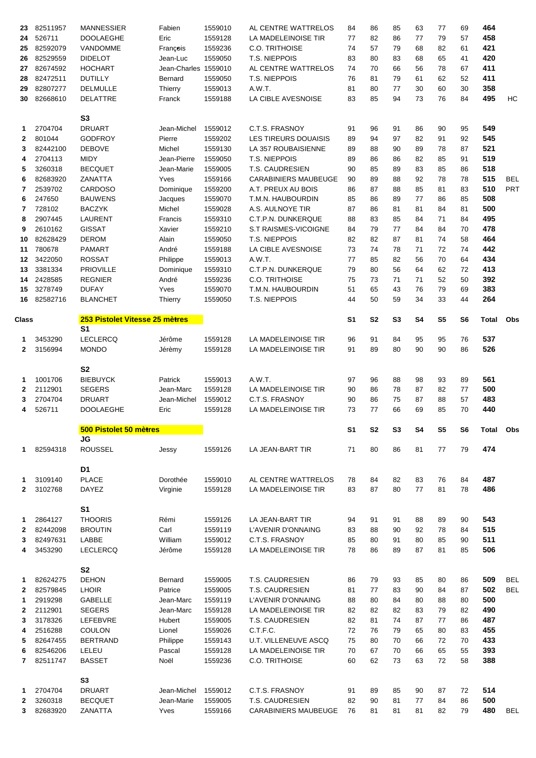| Class | Licence | Nom | Prénom | Club | Nom Club | S1 | S2 | S3 | S4 | S5 | S6 | Total | Obs |
|---|---|---|---|---|---|---|---|---|---|---|---|---|---|
| 23 | 82511957 | MANNESSIER | Fabien | 1559010 | AL CENTRE WATTRELOS | 84 | 86 | 85 | 63 | 77 | 69 | **464** | |
| 24 | 526711 | DOOLAEGHE | Eric | 1559128 | LA MADELEINOISE TIR | 77 | 82 | 86 | 77 | 79 | 57 | **458** | |
| 25 | 82592079 | VANDOMME | François | 1559236 | C.O. TRITHOISE | 74 | 57 | 79 | 68 | 82 | 61 | **421** | |
| 26 | 82529559 | DIDELOT | Jean-Luc | 1559050 | T.S. NIEPPOIS | 83 | 80 | 83 | 68 | 65 | 41 | **420** | |
| 27 | 82674592 | HOCHART | Jean-Charles | 1559010 | AL CENTRE WATTRELOS | 74 | 70 | 66 | 56 | 78 | 67 | **411** | |
| 28 | 82472511 | DUTILLY | Bernard | 1559050 | T.S. NIEPPOIS | 76 | 81 | 79 | 61 | 62 | 52 | **411** | |
| 29 | 82807277 | DELMULLE | Thierry | 1559013 | A.W.T. | 81 | 80 | 77 | 30 | 60 | 30 | **358** | |
| 30 | 82668610 | DELATTRE | Franck | 1559188 | LA CIBLE AVESNOISE | 83 | 85 | 94 | 73 | 76 | 84 | **495** | HC |
| | | **S3** | | | | | | | | | | | |
| 1 | 2704704 | DRUART | Jean-Michel | 1559012 | C.T.S. FRASNOY | 91 | 96 | 91 | 86 | 90 | 95 | **549** | |
| 2 | 801044 | GODFROY | Pierre | 1559202 | LES TIREURS DOUAISIS | 89 | 94 | 97 | 82 | 91 | 92 | **545** | |
| 3 | 82442100 | DEBOVE | Michel | 1559130 | LA 357 ROUBAISIENNE | 89 | 88 | 90 | 89 | 78 | 87 | **521** | |
| 4 | 2704113 | MIDY | Jean-Pierre | 1559050 | T.S. NIEPPOIS | 89 | 86 | 86 | 82 | 85 | 91 | **519** | |
| 5 | 3260318 | BECQUET | Jean-Marie | 1559005 | T.S. CAUDRESIEN | 90 | 85 | 89 | 83 | 85 | 86 | **518** | |
| 6 | 82683920 | ZANATTA | Yves | 1559166 | CARABINIERS MAUBEUGE | 90 | 89 | 88 | 92 | 78 | 78 | **515** | BEL |
| 7 | 2539702 | CARDOSO | Dominique | 1559200 | A.T. PREUX AU BOIS | 86 | 87 | 88 | 85 | 81 | 83 | **510** | PRT |
| 6 | 247650 | BAUWENS | Jacques | 1559070 | T.M.N. HAUBOURDIN | 85 | 86 | 89 | 77 | 86 | 85 | **508** | |
| 7 | 728102 | BACZYK | Michel | 1559028 | A.S. AULNOYE TIR | 87 | 86 | 81 | 81 | 84 | 81 | **500** | |
| 8 | 2907445 | LAURENT | Francis | 1559310 | C.T.P.N. DUNKERQUE | 88 | 83 | 85 | 84 | 71 | 84 | **495** | |
| 9 | 2610162 | GISSAT | Xavier | 1559210 | S.T RAISMES-VICOIGNE | 84 | 79 | 77 | 84 | 84 | 70 | **478** | |
| 10 | 82628429 | DEROM | Alain | 1559050 | T.S. NIEPPOIS | 82 | 82 | 87 | 81 | 74 | 58 | **464** | |
| 11 | 780678 | PAMART | André | 1559188 | LA CIBLE AVESNOISE | 73 | 74 | 78 | 71 | 72 | 74 | **442** | |
| 12 | 3422050 | ROSSAT | Philippe | 1559013 | A.W.T. | 77 | 85 | 82 | 56 | 70 | 64 | **434** | |
| 13 | 3381334 | PRIOVILLE | Dominique | 1559310 | C.T.P.N. DUNKERQUE | 79 | 80 | 56 | 64 | 62 | 72 | **413** | |
| 14 | 2428585 | REGNIER | André | 1559236 | C.O. TRITHOISE | 75 | 73 | 71 | 71 | 52 | 50 | **392** | |
| 15 | 3278749 | DUFAY | Yves | 1559070 | T.M.N. HAUBOURDIN | 51 | 65 | 43 | 76 | 79 | 69 | **383** | |
| 16 | 82582716 | BLANCHET | Thierry | 1559050 | T.S. NIEPPOIS | 44 | 50 | 59 | 34 | 33 | 44 | **264** | |

| **Class** | | **253 Pistolet Vitesse 25 mètres** | | | | **S1** | **S2** | **S3** | **S4** | **S5** | **S6** | **Total** | **Obs** |
|---|---|---|---|---|---|---|---|---|---|---|---|---|---|
| | | **S1** | | | | | | | | | | | |
| 1 | 3453290 | LECLERCQ | Jérôme | 1559128 | LA MADELEINOISE TIR | 96 | 91 | 84 | 95 | 95 | 76 | **537** | |
| 2 | 3156994 | MONDO | Jérèmy | 1559128 | LA MADELEINOISE TIR | 91 | 89 | 80 | 90 | 90 | 86 | **526** | |
| | | **S2** | | | | | | | | | | | |
| 1 | 1001706 | BIEBUYCK | Patrick | 1559013 | A.W.T. | 97 | 96 | 88 | 98 | 93 | 89 | **561** | |
| 2 | 2112901 | SEGERS | Jean-Marc | 1559128 | LA MADELEINOISE TIR | 90 | 86 | 78 | 87 | 82 | 77 | **500** | |
| 3 | 2704704 | DRUART | Jean-Michel | 1559012 | C.T.S. FRASNOY | 90 | 86 | 75 | 87 | 88 | 57 | **483** | |
| 4 | 526711 | DOOLAEGHE | Eric | 1559128 | LA MADELEINOISE TIR | 73 | 77 | 66 | 69 | 85 | 70 | **440** | |

| | | **500 Pistolet 50 mètres** | | | | **S1** | **S2** | **S3** | **S4** | **S5** | **S6** | **Total** | **Obs** |
|---|---|---|---|---|---|---|---|---|---|---|---|---|---|
| | | **JG** | | | | | | | | | | | |
| 1 | 82594318 | ROUSSEL | Jessy | 1559126 | LA JEAN-BART TIR | 71 | 80 | 86 | 81 | 77 | 79 | **474** | |
| | | **D1** | | | | | | | | | | | |
| 1 | 3109140 | PLACE | Dorothée | 1559010 | AL CENTRE WATTRELOS | 78 | 84 | 82 | 83 | 76 | 84 | **487** | |
| 2 | 3102768 | DAYEZ | Virginie | 1559128 | LA MADELEINOISE TIR | 83 | 87 | 80 | 77 | 81 | 78 | **486** | |
| | | **S1** | | | | | | | | | | | |
| 1 | 2864127 | THOORIS | Rémi | 1559126 | LA JEAN-BART TIR | 94 | 91 | 91 | 88 | 89 | 90 | **543** | |
| 2 | 82442098 | BROUTIN | Carl | 1559119 | L'AVENIR D'ONNAING | 83 | 88 | 90 | 92 | 78 | 84 | **515** | |
| 3 | 82497631 | LABBE | William | 1559012 | C.T.S. FRASNOY | 85 | 80 | 91 | 80 | 85 | 90 | **511** | |
| 4 | 3453290 | LECLERCQ | Jérôme | 1559128 | LA MADELEINOISE TIR | 78 | 86 | 89 | 87 | 81 | 85 | **506** | |
| | | **S2** | | | | | | | | | | | |
| 1 | 82624275 | DEHON | Bernard | 1559005 | T.S. CAUDRESIEN | 86 | 79 | 93 | 85 | 80 | 86 | **509** | BEL |
| 2 | 82579845 | LHOIR | Patrice | 1559005 | T.S. CAUDRESIEN | 81 | 77 | 83 | 90 | 84 | 87 | **502** | BEL |
| 1 | 2919298 | GABELLE | Jean-Marc | 1559119 | L'AVENIR D'ONNAING | 88 | 80 | 84 | 80 | 88 | 80 | **500** | |
| 2 | 2112901 | SEGERS | Jean-Marc | 1559128 | LA MADELEINOISE TIR | 82 | 82 | 82 | 83 | 79 | 82 | **490** | |
| 3 | 3178326 | LEFEBVRE | Hubert | 1559005 | T.S. CAUDRESIEN | 82 | 81 | 74 | 87 | 77 | 86 | **487** | |
| 4 | 2516288 | COULON | Lionel | 1559026 | C.T.F.C. | 72 | 76 | 79 | 65 | 80 | 83 | **455** | |
| 5 | 82647455 | BERTRAND | Philippe | 1559143 | U.T. VILLENEUVE ASCQ | 75 | 80 | 70 | 66 | 72 | 70 | **433** | |
| 6 | 82546206 | LELEU | Pascal | 1559128 | LA MADELEINOISE TIR | 70 | 67 | 70 | 66 | 65 | 55 | **393** | |
| 7 | 82511747 | BASSET | Noël | 1559236 | C.O. TRITHOISE | 60 | 62 | 73 | 63 | 72 | 58 | **388** | |
| | | **S3** | | | | | | | | | | | |
| 1 | 2704704 | DRUART | Jean-Michel | 1559012 | C.T.S. FRASNOY | 91 | 89 | 85 | 90 | 87 | 72 | **514** | |
| 2 | 3260318 | BECQUET | Jean-Marie | 1559005 | T.S. CAUDRESIEN | 82 | 90 | 81 | 77 | 84 | 86 | **500** | |
| 3 | 82683920 | ZANATTA | Yves | 1559166 | CARABINIERS MAUBEUGE | 76 | 81 | 81 | 81 | 82 | 79 | **480** | BEL |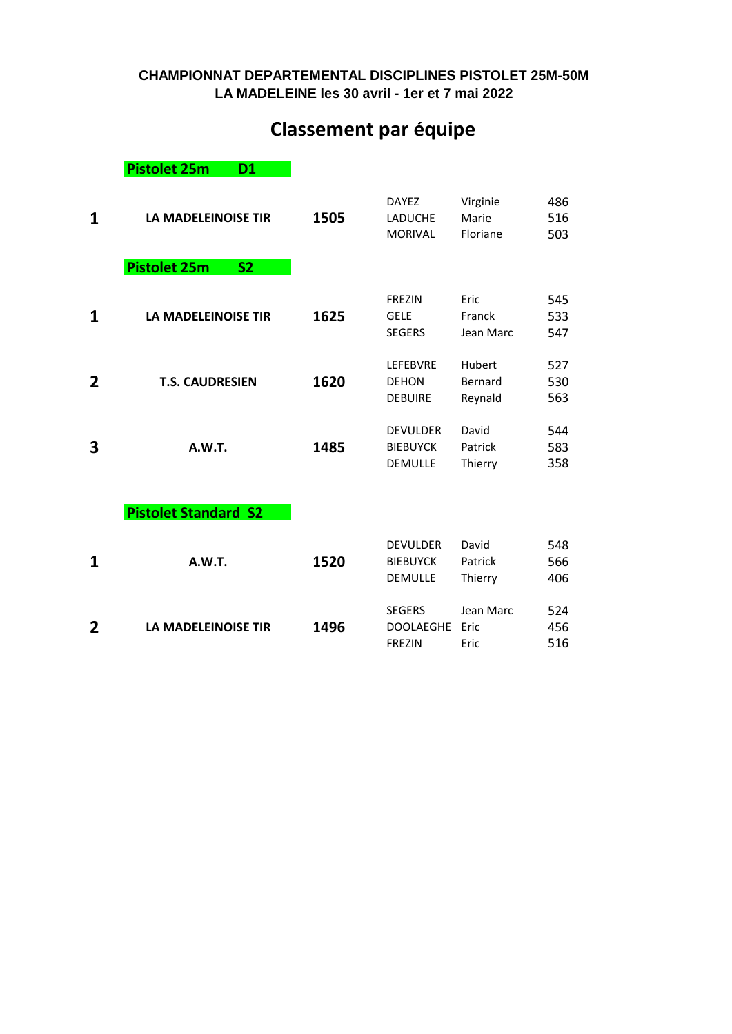**CHAMPIONNAT DEPARTEMENTAL DISCIPLINES PISTOLET 25M-50M**
**LA MADELEINE les 30 avril - 1er et 7 mai 2022**

# Classement par équipe

## Pistolet 25m D1

| Rang | Club | Total | Nom | Prénom | Score |
|---|---|---|---|---|---|
| **1** | **LA MADELEINOISE TIR** | **1505** | DAYEZ | Virginie | 486 |
| | | | LADUCHE | Marie | 516 |
| | | | MORIVAL | Floriane | 503 |

## Pistolet 25m S2

| Rang | Club | Total | Nom | Prénom | Score |
|---|---|---|---|---|---|
| **1** | **LA MADELEINOISE TIR** | **1625** | FREZIN | Eric | 545 |
| | | | GELE | Franck | 533 |
| | | | SEGERS | Jean Marc | 547 |
| **2** | **T.S. CAUDRESIEN** | **1620** | LEFEBVRE | Hubert | 527 |
| | | | DEHON | Bernard | 530 |
| | | | DEBUIRE | Reynald | 563 |
| **3** | **A.W.T.** | **1485** | DEVULDER | David | 544 |
| | | | BIEBUYCK | Patrick | 583 |
| | | | DEMULLE | Thierry | 358 |

## Pistolet Standard S2

| Rang | Club | Total | Nom | Prénom | Score |
|---|---|---|---|---|---|
| **1** | **A.W.T.** | **1520** | DEVULDER | David | 548 |
| | | | BIEBUYCK | Patrick | 566 |
| | | | DEMULLE | Thierry | 406 |
| **2** | **LA MADELEINOISE TIR** | **1496** | SEGERS | Jean Marc | 524 |
| | | | DOOLAEGHE | Eric | 456 |
| | | | FREZIN | Eric | 516 |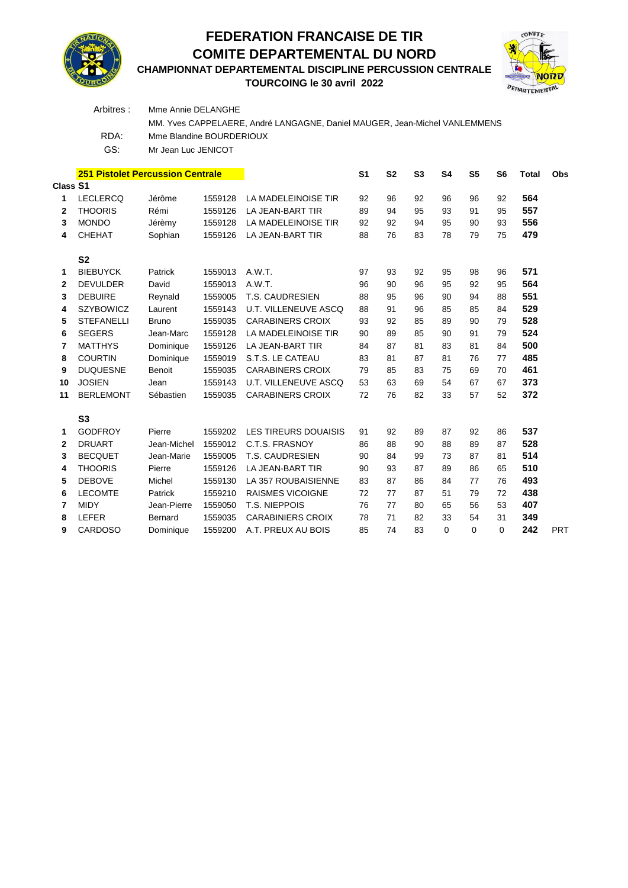# FEDERATION FRANCAISE DE TIR
# COMITE DEPARTEMENTAL DU NORD
## CHAMPIONNAT DEPARTEMENTAL DISCIPLINE PERCUSSION CENTRALE
## TOURCOING le 30 avril 2022

Arbitres : Mme Annie DELANGHE
MM. Yves CAPPELAERE, André LANGAGNE, Daniel MAUGER, Jean-Michel VANLEMMENS

RDA: Mme Blandine BOURDERIOUX

GS: Mr Jean Luc JENICOT

**251 Pistolet Percussion Centrale**

| Class | Nom | Prénom | Licence | Club | S1 | S2 | S3 | S4 | S5 | S6 | Total | Obs |
|---|---|---|---|---|---|---|---|---|---|---|---|---|
| **S1** | | | | | | | | | | | | |
| 1 | LECLERCQ | Jérôme | 1559128 | LA MADELEINOISE TIR | 92 | 96 | 92 | 96 | 96 | 92 | **564** | |
| 2 | THOORIS | Rémi | 1559126 | LA JEAN-BART TIR | 89 | 94 | 95 | 93 | 91 | 95 | **557** | |
| 3 | MONDO | Jérèmy | 1559128 | LA MADELEINOISE TIR | 92 | 92 | 94 | 95 | 90 | 93 | **556** | |
| 4 | CHEHAT | Sophian | 1559126 | LA JEAN-BART TIR | 88 | 76 | 83 | 78 | 79 | 75 | **479** | |
| **S2** | | | | | | | | | | | | |
| 1 | BIEBUYCK | Patrick | 1559013 | A.W.T. | 97 | 93 | 92 | 95 | 98 | 96 | **571** | |
| 2 | DEVULDER | David | 1559013 | A.W.T. | 96 | 90 | 96 | 95 | 92 | 95 | **564** | |
| 3 | DEBUIRE | Reynald | 1559005 | T.S. CAUDRESIEN | 88 | 95 | 96 | 90 | 94 | 88 | **551** | |
| 4 | SZYBOWICZ | Laurent | 1559143 | U.T. VILLENEUVE ASCQ | 88 | 91 | 96 | 85 | 85 | 84 | **529** | |
| 5 | STEFANELLI | Bruno | 1559035 | CARABINERS CROIX | 93 | 92 | 85 | 89 | 90 | 79 | **528** | |
| 6 | SEGERS | Jean-Marc | 1559128 | LA MADELEINOISE TIR | 90 | 89 | 85 | 90 | 91 | 79 | **524** | |
| 7 | MATTHYS | Dominique | 1559126 | LA JEAN-BART TIR | 84 | 87 | 81 | 83 | 81 | 84 | **500** | |
| 8 | COURTIN | Dominique | 1559019 | S.T.S. LE CATEAU | 83 | 81 | 87 | 81 | 76 | 77 | **485** | |
| 9 | DUQUESNE | Benoit | 1559035 | CARABINERS CROIX | 79 | 85 | 83 | 75 | 69 | 70 | **461** | |
| 10 | JOSIEN | Jean | 1559143 | U.T. VILLENEUVE ASCQ | 53 | 63 | 69 | 54 | 67 | 67 | **373** | |
| 11 | BERLEMONT | Sébastien | 1559035 | CARABINERS CROIX | 72 | 76 | 82 | 33 | 57 | 52 | **372** | |
| **S3** | | | | | | | | | | | | |
| 1 | GODFROY | Pierre | 1559202 | LES TIREURS DOUAISIS | 91 | 92 | 89 | 87 | 92 | 86 | **537** | |
| 2 | DRUART | Jean-Michel | 1559012 | C.T.S. FRASNOY | 86 | 88 | 90 | 88 | 89 | 87 | **528** | |
| 3 | BECQUET | Jean-Marie | 1559005 | T.S. CAUDRESIEN | 90 | 84 | 99 | 73 | 87 | 81 | **514** | |
| 4 | THOORIS | Pierre | 1559126 | LA JEAN-BART TIR | 90 | 93 | 87 | 89 | 86 | 65 | **510** | |
| 5 | DEBOVE | Michel | 1559130 | LA 357 ROUBAISIENNE | 83 | 87 | 86 | 84 | 77 | 76 | **493** | |
| 6 | LECOMTE | Patrick | 1559210 | RAISMES VICOIGNE | 72 | 77 | 87 | 51 | 79 | 72 | **438** | |
| 7 | MIDY | Jean-Pierre | 1559050 | T.S. NIEPPOIS | 76 | 77 | 80 | 65 | 56 | 53 | **407** | |
| 8 | LEFER | Bernard | 1559035 | CARABINIERS CROIX | 78 | 71 | 82 | 33 | 54 | 31 | **349** | |
| 9 | CARDOSO | Dominique | 1559200 | A.T. PREUX AU BOIS | 85 | 74 | 83 | 0 | 0 | 0 | **242** | PRT |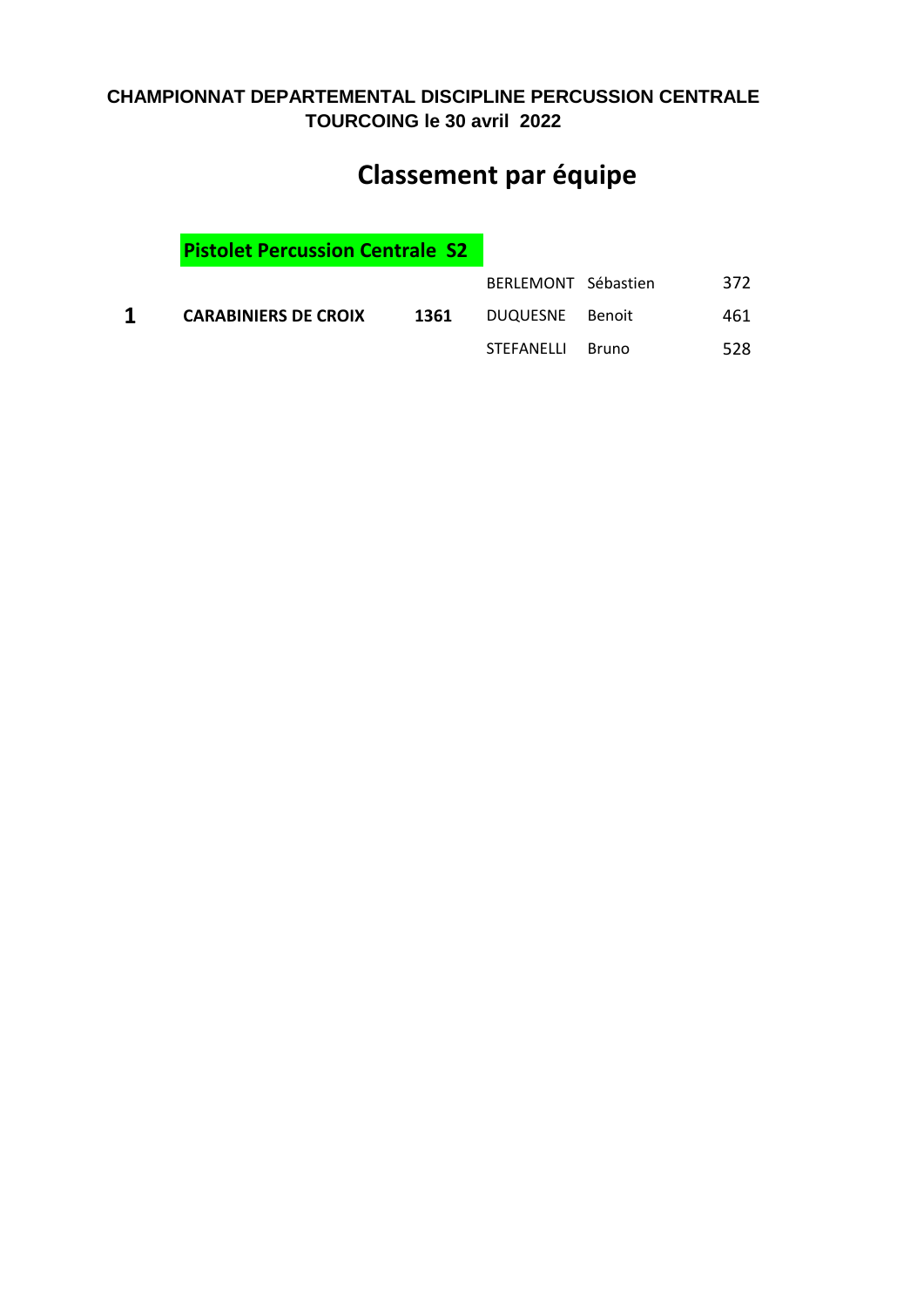**CHAMPIONNAT DEPARTEMENTAL DISCIPLINE PERCUSSION CENTRALE**
**TOURCOING le 30 avril 2022**

# Classement par équipe

## Pistolet Percussion Centrale S2

| | | | | | |
|---|---|---|---|---|---|
| | | | BERLEMONT | Sébastien | 372 |
| **1** | **CARABINIERS DE CROIX** | **1361** | DUQUESNE | Benoit | 461 |
| | | | STEFANELLI | Bruno | 528 |